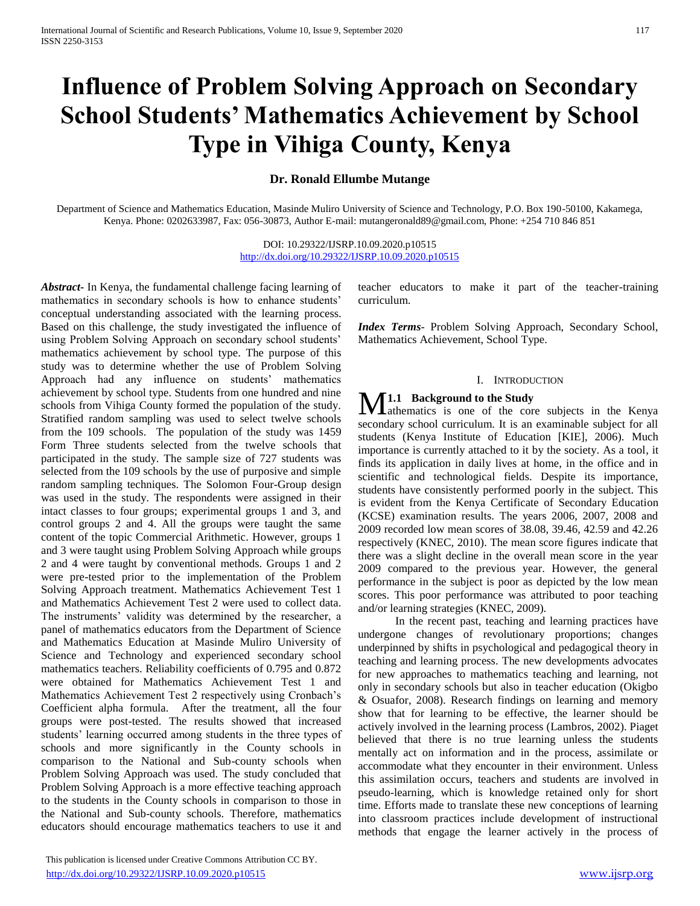# Influence of Problem Solving Approach on Secondary School Students' Mathematics Achievement by School Type in Vihiga County, Kenya

**Dr. Ronald Ellumbe Mutange**

Department of Science and Mathematics Education, Masinde Muliro University of Science and Technology, P.O. Box 190-50100, Kakamega, Kenya. Phone: 0202633987, Fax: 056-30873, Author E-mail: mutangeronald89@gmail.com, Phone: +254 710 846 851

DOI: 10.29322/IJSRP.10.09.2020.p10515
http://dx.doi.org/10.29322/IJSRP.10.09.2020.p10515

***Abstract-*** In Kenya, the fundamental challenge facing learning of mathematics in secondary schools is how to enhance students' conceptual understanding associated with the learning process. Based on this challenge, the study investigated the influence of using Problem Solving Approach on secondary school students' mathematics achievement by school type. The purpose of this study was to determine whether the use of Problem Solving Approach had any influence on students' mathematics achievement by school type. Students from one hundred and nine schools from Vihiga County formed the population of the study. Stratified random sampling was used to select twelve schools from the 109 schools. The population of the study was 1459 Form Three students selected from the twelve schools that participated in the study. The sample size of 727 students was selected from the 109 schools by the use of purposive and simple random sampling techniques. The Solomon Four-Group design was used in the study. The respondents were assigned in their intact classes to four groups; experimental groups 1 and 3, and control groups 2 and 4. All the groups were taught the same content of the topic Commercial Arithmetic. However, groups 1 and 3 were taught using Problem Solving Approach while groups 2 and 4 were taught by conventional methods. Groups 1 and 2 were pre-tested prior to the implementation of the Problem Solving Approach treatment. Mathematics Achievement Test 1 and Mathematics Achievement Test 2 were used to collect data. The instruments' validity was determined by the researcher, a panel of mathematics educators from the Department of Science and Mathematics Education at Masinde Muliro University of Science and Technology and experienced secondary school mathematics teachers. Reliability coefficients of 0.795 and 0.872 were obtained for Mathematics Achievement Test 1 and Mathematics Achievement Test 2 respectively using Cronbach's Coefficient alpha formula. After the treatment, all the four groups were post-tested. The results showed that increased students' learning occurred among students in the three types of schools and more significantly in the County schools in comparison to the National and Sub-county schools when Problem Solving Approach was used. The study concluded that Problem Solving Approach is a more effective teaching approach to the students in the County schools in comparison to those in the National and Sub-county schools. Therefore, mathematics educators should encourage mathematics teachers to use it and teacher educators to make it part of the teacher-training curriculum.

***Index Terms-*** Problem Solving Approach, Secondary School, Mathematics Achievement, School Type.

## I. Introduction

### 1.1 Background to the Study

Mathematics is one of the core subjects in the Kenya secondary school curriculum. It is an examinable subject for all students (Kenya Institute of Education [KIE], 2006). Much importance is currently attached to it by the society. As a tool, it finds its application in daily lives at home, in the office and in scientific and technological fields. Despite its importance, students have consistently performed poorly in the subject. This is evident from the Kenya Certificate of Secondary Education (KCSE) examination results. The years 2006, 2007, 2008 and 2009 recorded low mean scores of 38.08, 39.46, 42.59 and 42.26 respectively (KNEC, 2010). The mean score figures indicate that there was a slight decline in the overall mean score in the year 2009 compared to the previous year. However, the general performance in the subject is poor as depicted by the low mean scores. This poor performance was attributed to poor teaching and/or learning strategies (KNEC, 2009).

In the recent past, teaching and learning practices have undergone changes of revolutionary proportions; changes underpinned by shifts in psychological and pedagogical theory in teaching and learning process. The new developments advocates for new approaches to mathematics teaching and learning, not only in secondary schools but also in teacher education (Okigbo & Osuafor, 2008). Research findings on learning and memory show that for learning to be effective, the learner should be actively involved in the learning process (Lambros, 2002). Piaget believed that there is no true learning unless the students mentally act on information and in the process, assimilate or accommodate what they encounter in their environment. Unless this assimilation occurs, teachers and students are involved in pseudo-learning, which is knowledge retained only for short time. Efforts made to translate these new conceptions of learning into classroom practices include development of instructional methods that engage the learner actively in the process of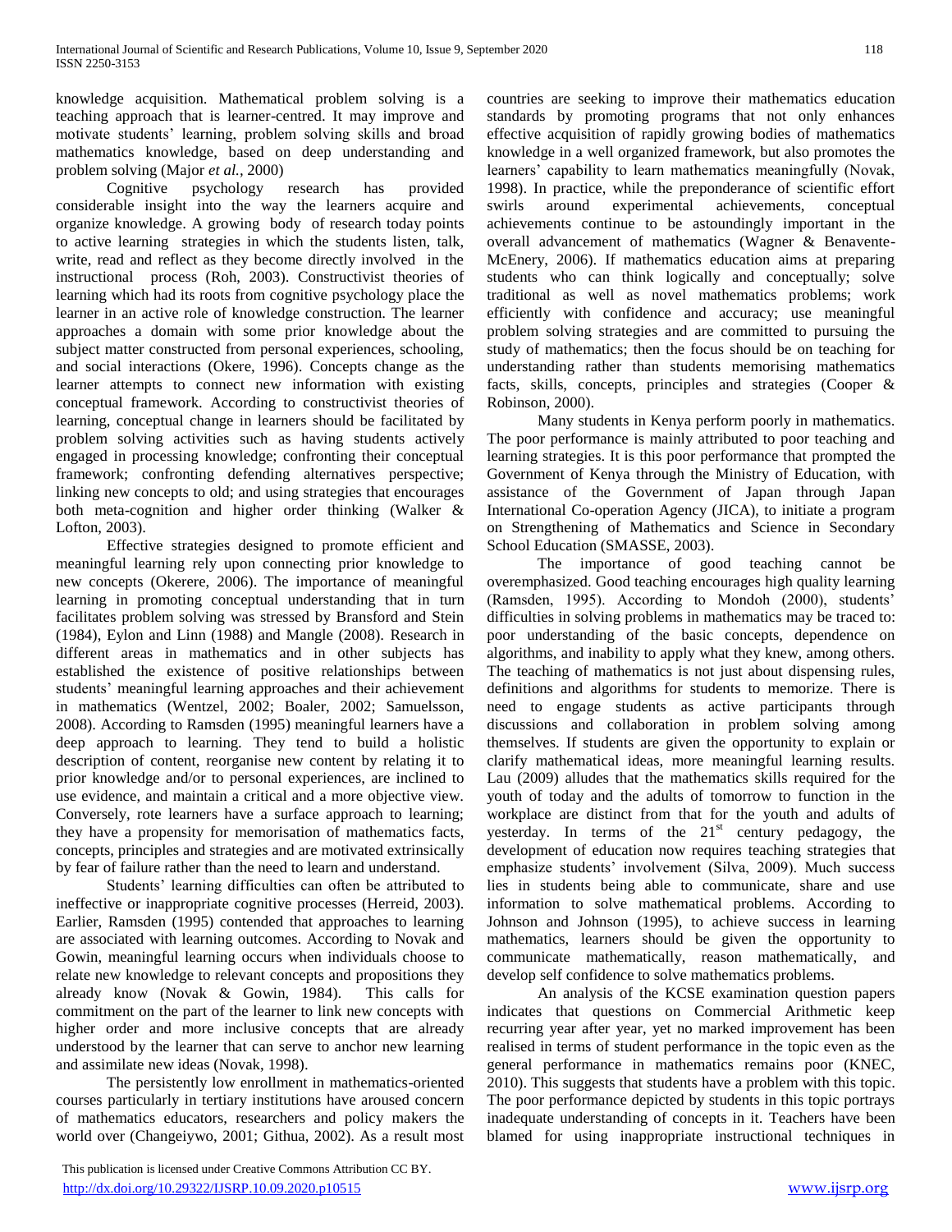knowledge acquisition. Mathematical problem solving is a teaching approach that is learner-centred. It may improve and motivate students' learning, problem solving skills and broad mathematics knowledge, based on deep understanding and problem solving (Major *et al.,* 2000)

Cognitive psychology research has provided considerable insight into the way the learners acquire and organize knowledge. A growing body of research today points to active learning strategies in which the students listen, talk, write, read and reflect as they become directly involved in the instructional process (Roh, 2003). Constructivist theories of learning which had its roots from cognitive psychology place the learner in an active role of knowledge construction. The learner approaches a domain with some prior knowledge about the subject matter constructed from personal experiences, schooling, and social interactions (Okere, 1996). Concepts change as the learner attempts to connect new information with existing conceptual framework. According to constructivist theories of learning, conceptual change in learners should be facilitated by problem solving activities such as having students actively engaged in processing knowledge; confronting their conceptual framework; confronting defending alternatives perspective; linking new concepts to old; and using strategies that encourages both meta-cognition and higher order thinking (Walker & Lofton, 2003).

Effective strategies designed to promote efficient and meaningful learning rely upon connecting prior knowledge to new concepts (Okerere, 2006). The importance of meaningful learning in promoting conceptual understanding that in turn facilitates problem solving was stressed by Bransford and Stein (1984), Eylon and Linn (1988) and Mangle (2008). Research in different areas in mathematics and in other subjects has established the existence of positive relationships between students' meaningful learning approaches and their achievement in mathematics (Wentzel, 2002; Boaler, 2002; Samuelsson, 2008). According to Ramsden (1995) meaningful learners have a deep approach to learning. They tend to build a holistic description of content, reorganise new content by relating it to prior knowledge and/or to personal experiences, are inclined to use evidence, and maintain a critical and a more objective view. Conversely, rote learners have a surface approach to learning; they have a propensity for memorisation of mathematics facts, concepts, principles and strategies and are motivated extrinsically by fear of failure rather than the need to learn and understand.

Students' learning difficulties can often be attributed to ineffective or inappropriate cognitive processes (Herreid, 2003). Earlier, Ramsden (1995) contended that approaches to learning are associated with learning outcomes. According to Novak and Gowin, meaningful learning occurs when individuals choose to relate new knowledge to relevant concepts and propositions they already know (Novak & Gowin, 1984). This calls for commitment on the part of the learner to link new concepts with higher order and more inclusive concepts that are already understood by the learner that can serve to anchor new learning and assimilate new ideas (Novak, 1998).

The persistently low enrollment in mathematics-oriented courses particularly in tertiary institutions have aroused concern of mathematics educators, researchers and policy makers the world over (Changeiywo, 2001; Githua, 2002). As a result most countries are seeking to improve their mathematics education standards by promoting programs that not only enhances effective acquisition of rapidly growing bodies of mathematics knowledge in a well organized framework, but also promotes the learners' capability to learn mathematics meaningfully (Novak, 1998). In practice, while the preponderance of scientific effort swirls around experimental achievements, conceptual achievements continue to be astoundingly important in the overall advancement of mathematics (Wagner & Benavente-McEnery, 2006). If mathematics education aims at preparing students who can think logically and conceptually; solve traditional as well as novel mathematics problems; work efficiently with confidence and accuracy; use meaningful problem solving strategies and are committed to pursuing the study of mathematics; then the focus should be on teaching for understanding rather than students memorising mathematics facts, skills, concepts, principles and strategies (Cooper & Robinson, 2000).

Many students in Kenya perform poorly in mathematics. The poor performance is mainly attributed to poor teaching and learning strategies. It is this poor performance that prompted the Government of Kenya through the Ministry of Education, with assistance of the Government of Japan through Japan International Co-operation Agency (JICA), to initiate a program on Strengthening of Mathematics and Science in Secondary School Education (SMASSE, 2003).

The importance of good teaching cannot be overemphasized. Good teaching encourages high quality learning (Ramsden, 1995). According to Mondoh (2000), students' difficulties in solving problems in mathematics may be traced to: poor understanding of the basic concepts, dependence on algorithms, and inability to apply what they knew, among others. The teaching of mathematics is not just about dispensing rules, definitions and algorithms for students to memorize. There is need to engage students as active participants through discussions and collaboration in problem solving among themselves. If students are given the opportunity to explain or clarify mathematical ideas, more meaningful learning results. Lau (2009) alludes that the mathematics skills required for the youth of today and the adults of tomorrow to function in the workplace are distinct from that for the youth and adults of yesterday. In terms of the 21st century pedagogy, the development of education now requires teaching strategies that emphasize students' involvement (Silva, 2009). Much success lies in students being able to communicate, share and use information to solve mathematical problems. According to Johnson and Johnson (1995), to achieve success in learning mathematics, learners should be given the opportunity to communicate mathematically, reason mathematically, and develop self confidence to solve mathematics problems.

An analysis of the KCSE examination question papers indicates that questions on Commercial Arithmetic keep recurring year after year, yet no marked improvement has been realised in terms of student performance in the topic even as the general performance in mathematics remains poor (KNEC, 2010). This suggests that students have a problem with this topic. The poor performance depicted by students in this topic portrays inadequate understanding of concepts in it. Teachers have been blamed for using inappropriate instructional techniques in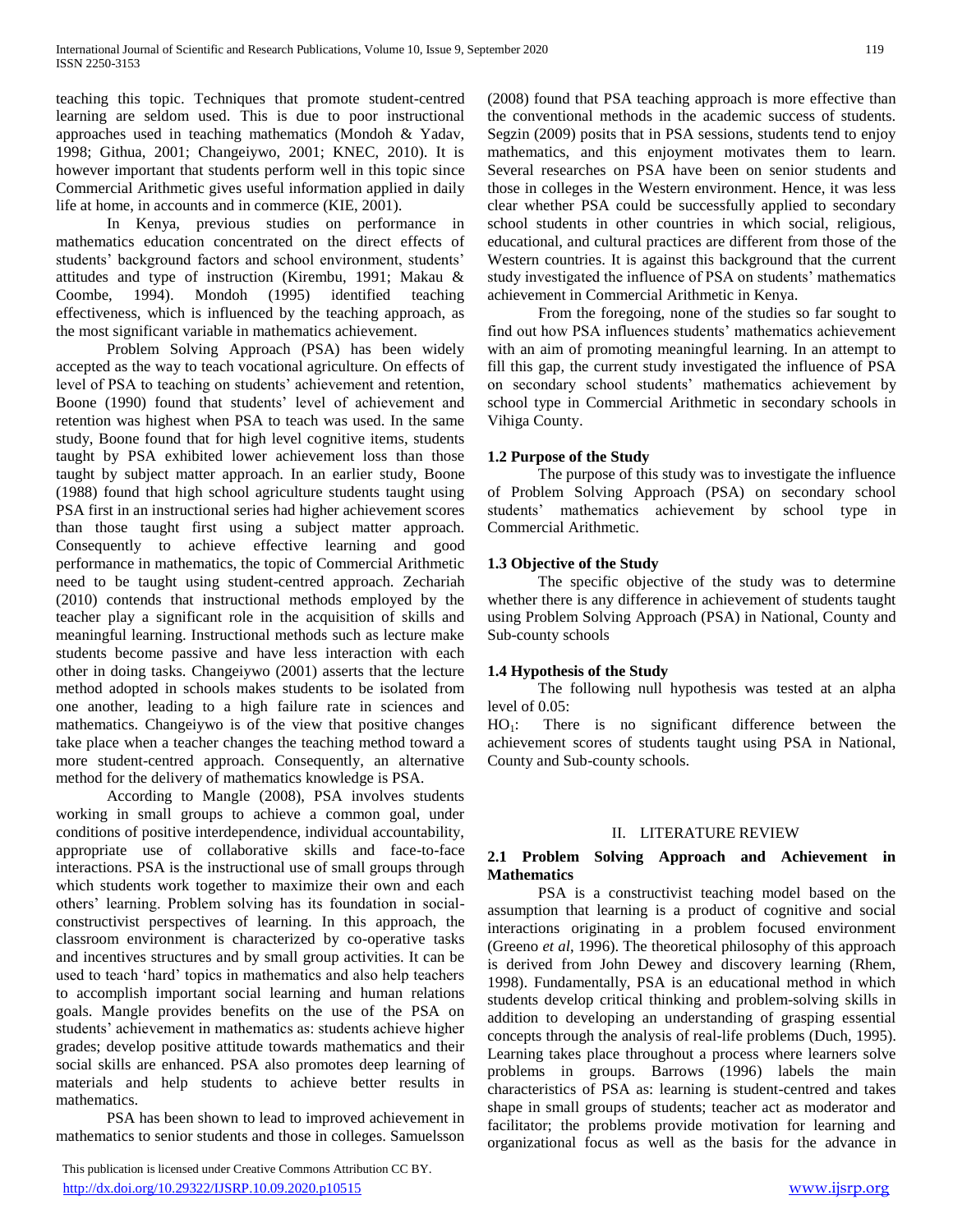teaching this topic. Techniques that promote student-centred learning are seldom used. This is due to poor instructional approaches used in teaching mathematics (Mondoh & Yadav, 1998; Githua, 2001; Changeiywo, 2001; KNEC, 2010). It is however important that students perform well in this topic since Commercial Arithmetic gives useful information applied in daily life at home, in accounts and in commerce (KIE, 2001).

In Kenya, previous studies on performance in mathematics education concentrated on the direct effects of students' background factors and school environment, students' attitudes and type of instruction (Kirembu, 1991; Makau & Coombe, 1994). Mondoh (1995) identified teaching effectiveness, which is influenced by the teaching approach, as the most significant variable in mathematics achievement.

Problem Solving Approach (PSA) has been widely accepted as the way to teach vocational agriculture. On effects of level of PSA to teaching on students' achievement and retention, Boone (1990) found that students' level of achievement and retention was highest when PSA to teach was used. In the same study, Boone found that for high level cognitive items, students taught by PSA exhibited lower achievement loss than those taught by subject matter approach. In an earlier study, Boone (1988) found that high school agriculture students taught using PSA first in an instructional series had higher achievement scores than those taught first using a subject matter approach. Consequently to achieve effective learning and good performance in mathematics, the topic of Commercial Arithmetic need to be taught using student-centred approach. Zechariah (2010) contends that instructional methods employed by the teacher play a significant role in the acquisition of skills and meaningful learning. Instructional methods such as lecture make students become passive and have less interaction with each other in doing tasks. Changeiywo (2001) asserts that the lecture method adopted in schools makes students to be isolated from one another, leading to a high failure rate in sciences and mathematics. Changeiywo is of the view that positive changes take place when a teacher changes the teaching method toward a more student-centred approach. Consequently, an alternative method for the delivery of mathematics knowledge is PSA.

According to Mangle (2008), PSA involves students working in small groups to achieve a common goal, under conditions of positive interdependence, individual accountability, appropriate use of collaborative skills and face-to-face interactions. PSA is the instructional use of small groups through which students work together to maximize their own and each others' learning. Problem solving has its foundation in social-constructivist perspectives of learning. In this approach, the classroom environment is characterized by co-operative tasks and incentives structures and by small group activities. It can be used to teach 'hard' topics in mathematics and also help teachers to accomplish important social learning and human relations goals. Mangle provides benefits on the use of the PSA on students' achievement in mathematics as: students achieve higher grades; develop positive attitude towards mathematics and their social skills are enhanced. PSA also promotes deep learning of materials and help students to achieve better results in mathematics.

PSA has been shown to lead to improved achievement in mathematics to senior students and those in colleges. Samuelsson (2008) found that PSA teaching approach is more effective than the conventional methods in the academic success of students. Segzin (2009) posits that in PSA sessions, students tend to enjoy mathematics, and this enjoyment motivates them to learn. Several researches on PSA have been on senior students and those in colleges in the Western environment. Hence, it was less clear whether PSA could be successfully applied to secondary school students in other countries in which social, religious, educational, and cultural practices are different from those of the Western countries. It is against this background that the current study investigated the influence of PSA on students' mathematics achievement in Commercial Arithmetic in Kenya.

From the foregoing, none of the studies so far sought to find out how PSA influences students' mathematics achievement with an aim of promoting meaningful learning. In an attempt to fill this gap, the current study investigated the influence of PSA on secondary school students' mathematics achievement by school type in Commercial Arithmetic in secondary schools in Vihiga County.

### 1.2 Purpose of the Study

The purpose of this study was to investigate the influence of Problem Solving Approach (PSA) on secondary school students' mathematics achievement by school type in Commercial Arithmetic.

### 1.3 Objective of the Study

The specific objective of the study was to determine whether there is any difference in achievement of students taught using Problem Solving Approach (PSA) in National, County and Sub-county schools

### 1.4 Hypothesis of the Study

The following null hypothesis was tested at an alpha level of 0.05:

$HO_1$: There is no significant difference between the achievement scores of students taught using PSA in National, County and Sub-county schools.

## II. LITERATURE REVIEW

### 2.1 Problem Solving Approach and Achievement in Mathematics

PSA is a constructivist teaching model based on the assumption that learning is a product of cognitive and social interactions originating in a problem focused environment (Greeno *et al*, 1996). The theoretical philosophy of this approach is derived from John Dewey and discovery learning (Rhem, 1998). Fundamentally, PSA is an educational method in which students develop critical thinking and problem-solving skills in addition to developing an understanding of grasping essential concepts through the analysis of real-life problems (Duch, 1995). Learning takes place throughout a process where learners solve problems in groups. Barrows (1996) labels the main characteristics of PSA as: learning is student-centred and takes shape in small groups of students; teacher act as moderator and facilitator; the problems provide motivation for learning and organizational focus as well as the basis for the advance in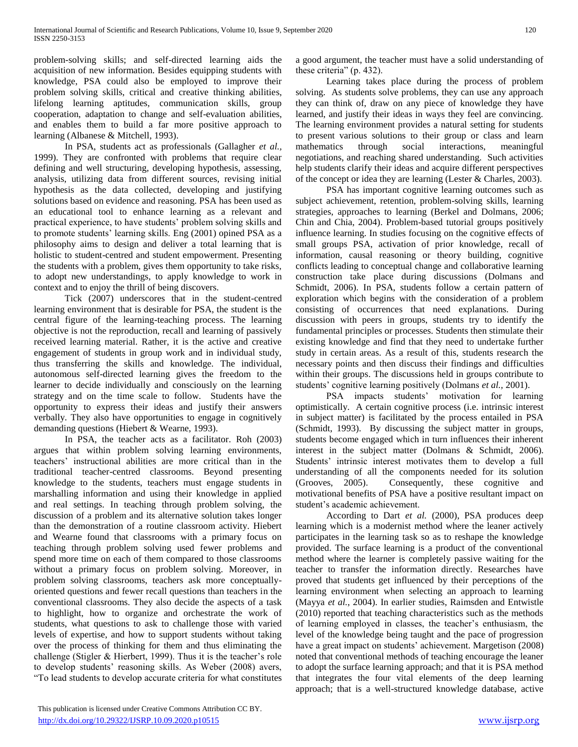problem-solving skills; and self-directed learning aids the acquisition of new information. Besides equipping students with knowledge, PSA could also be employed to improve their problem solving skills, critical and creative thinking abilities, lifelong learning aptitudes, communication skills, group cooperation, adaptation to change and self-evaluation abilities, and enables them to build a far more positive approach to learning (Albanese & Mitchell, 1993).

In PSA, students act as professionals (Gallagher *et al.*, 1999). They are confronted with problems that require clear defining and well structuring, developing hypothesis, assessing, analysis, utilizing data from different sources, revising initial hypothesis as the data collected, developing and justifying solutions based on evidence and reasoning. PSA has been used as an educational tool to enhance learning as a relevant and practical experience, to have students' problem solving skills and to promote students' learning skills. Eng (2001) opined PSA as a philosophy aims to design and deliver a total learning that is holistic to student-centred and student empowerment. Presenting the students with a problem, gives them opportunity to take risks, to adopt new understandings, to apply knowledge to work in context and to enjoy the thrill of being discovers.

Tick (2007) underscores that in the student-centred learning environment that is desirable for PSA, the student is the central figure of the learning-teaching process. The learning objective is not the reproduction, recall and learning of passively received learning material. Rather, it is the active and creative engagement of students in group work and in individual study, thus transferring the skills and knowledge. The individual, autonomous self-directed learning gives the freedom to the learner to decide individually and consciously on the learning strategy and on the time scale to follow. Students have the opportunity to express their ideas and justify their answers verbally. They also have opportunities to engage in cognitively demanding questions (Hiebert & Wearne, 1993).

In PSA, the teacher acts as a facilitator. Roh (2003) argues that within problem solving learning environments, teachers' instructional abilities are more critical than in the traditional teacher-centred classrooms. Beyond presenting knowledge to the students, teachers must engage students in marshalling information and using their knowledge in applied and real settings. In teaching through problem solving, the discussion of a problem and its alternative solution takes longer than the demonstration of a routine classroom activity. Hiebert and Wearne found that classrooms with a primary focus on teaching through problem solving used fewer problems and spend more time on each of them compared to those classrooms without a primary focus on problem solving. Moreover, in problem solving classrooms, teachers ask more conceptually-oriented questions and fewer recall questions than teachers in the conventional classrooms. They also decide the aspects of a task to highlight, how to organize and orchestrate the work of students, what questions to ask to challenge those with varied levels of expertise, and how to support students without taking over the process of thinking for them and thus eliminating the challenge (Stigler & Hierbert, 1999). Thus it is the teacher's role to develop students' reasoning skills. As Weber (2008) avers, "To lead students to develop accurate criteria for what constitutes a good argument, the teacher must have a solid understanding of these criteria" (p. 432).

Learning takes place during the process of problem solving. As students solve problems, they can use any approach they can think of, draw on any piece of knowledge they have learned, and justify their ideas in ways they feel are convincing. The learning environment provides a natural setting for students to present various solutions to their group or class and learn mathematics through social interactions, meaningful negotiations, and reaching shared understanding. Such activities help students clarify their ideas and acquire different perspectives of the concept or idea they are learning (Lester & Charles, 2003).

PSA has important cognitive learning outcomes such as subject achievement, retention, problem-solving skills, learning strategies, approaches to learning (Berkel and Dolmans, 2006; Chin and Chia, 2004). Problem-based tutorial groups positively influence learning. In studies focusing on the cognitive effects of small groups PSA, activation of prior knowledge, recall of information, causal reasoning or theory building, cognitive conflicts leading to conceptual change and collaborative learning construction take place during discussions (Dolmans and Schmidt, 2006). In PSA, students follow a certain pattern of exploration which begins with the consideration of a problem consisting of occurrences that need explanations. During discussion with peers in groups, students try to identify the fundamental principles or processes. Students then stimulate their existing knowledge and find that they need to undertake further study in certain areas. As a result of this, students research the necessary points and then discuss their findings and difficulties within their groups. The discussions held in groups contribute to students' cognitive learning positively (Dolmans *et al.*, 2001).

PSA impacts students' motivation for learning optimistically. A certain cognitive process (i.e. intrinsic interest in subject matter) is facilitated by the process entailed in PSA (Schmidt, 1993). By discussing the subject matter in groups, students become engaged which in turn influences their inherent interest in the subject matter (Dolmans & Schmidt, 2006). Students' intrinsic interest motivates them to develop a full understanding of all the components needed for its solution (Grooves, 2005). Consequently, these cognitive and motivational benefits of PSA have a positive resultant impact on student's academic achievement.

According to Dart *et al.* (2000), PSA produces deep learning which is a modernist method where the leaner actively participates in the learning task so as to reshape the knowledge provided. The surface learning is a product of the conventional method where the learner is completely passive waiting for the teacher to transfer the information directly. Researches have proved that students get influenced by their perceptions of the learning environment when selecting an approach to learning (Mayya *et al.*, 2004). In earlier studies, Raimsden and Entwistle (2010) reported that teaching characteristics such as the methods of learning employed in classes, the teacher's enthusiasm, the level of the knowledge being taught and the pace of progression have a great impact on students' achievement. Margetison (2008) noted that conventional methods of teaching encourage the leaner to adopt the surface learning approach; and that it is PSA method that integrates the four vital elements of the deep learning approach; that is a well-structured knowledge database, active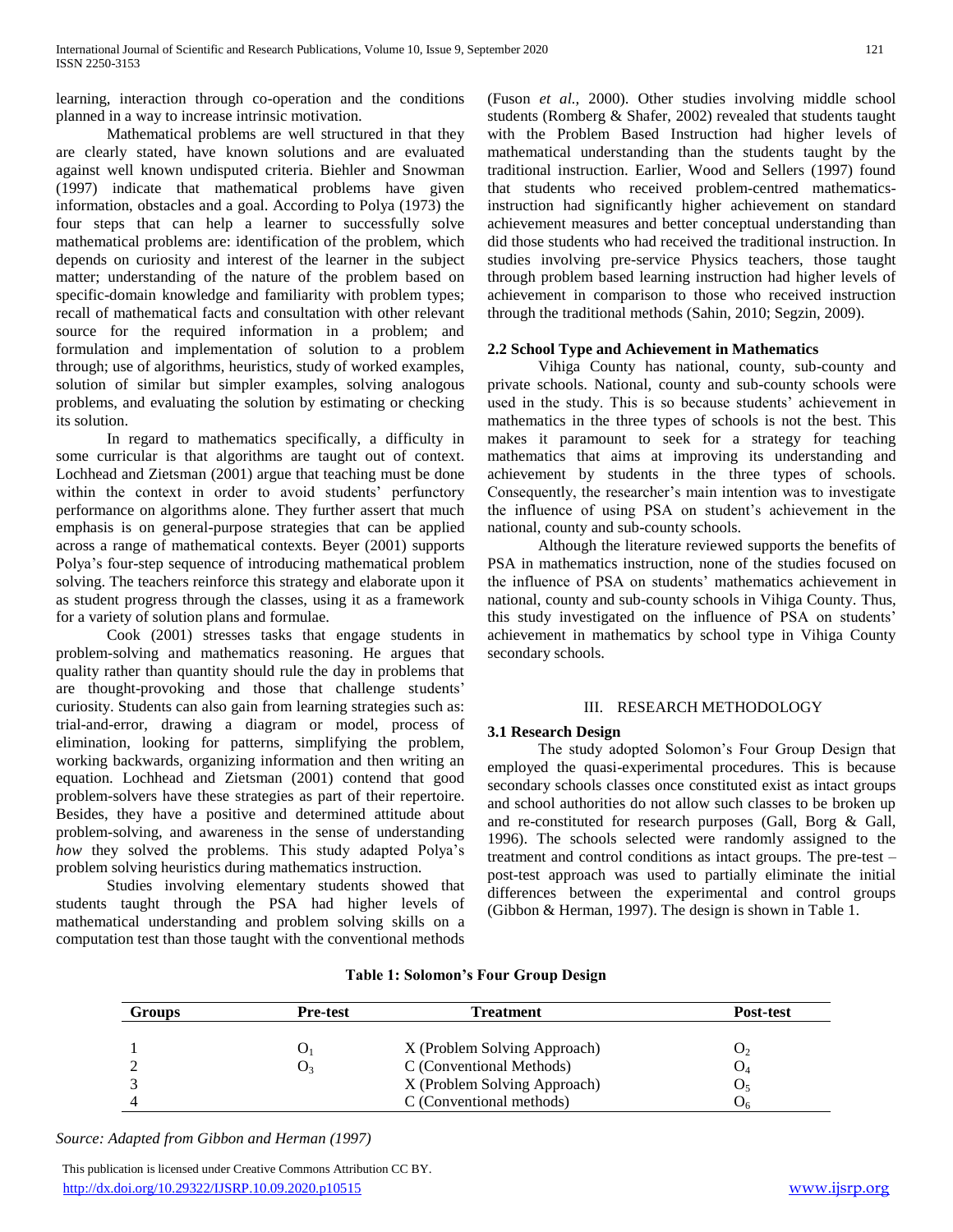learning, interaction through co-operation and the conditions planned in a way to increase intrinsic motivation.

Mathematical problems are well structured in that they are clearly stated, have known solutions and are evaluated against well known undisputed criteria. Biehler and Snowman (1997) indicate that mathematical problems have given information, obstacles and a goal. According to Polya (1973) the four steps that can help a learner to successfully solve mathematical problems are: identification of the problem, which depends on curiosity and interest of the learner in the subject matter; understanding of the nature of the problem based on specific-domain knowledge and familiarity with problem types; recall of mathematical facts and consultation with other relevant source for the required information in a problem; and formulation and implementation of solution to a problem through; use of algorithms, heuristics, study of worked examples, solution of similar but simpler examples, solving analogous problems, and evaluating the solution by estimating or checking its solution.

In regard to mathematics specifically, a difficulty in some curricular is that algorithms are taught out of context. Lochhead and Zietsman (2001) argue that teaching must be done within the context in order to avoid students' perfunctory performance on algorithms alone. They further assert that much emphasis is on general-purpose strategies that can be applied across a range of mathematical contexts. Beyer (2001) supports Polya's four-step sequence of introducing mathematical problem solving. The teachers reinforce this strategy and elaborate upon it as student progress through the classes, using it as a framework for a variety of solution plans and formulae.

Cook (2001) stresses tasks that engage students in problem-solving and mathematics reasoning. He argues that quality rather than quantity should rule the day in problems that are thought-provoking and those that challenge students' curiosity. Students can also gain from learning strategies such as: trial-and-error, drawing a diagram or model, process of elimination, looking for patterns, simplifying the problem, working backwards, organizing information and then writing an equation. Lochhead and Zietsman (2001) contend that good problem-solvers have these strategies as part of their repertoire. Besides, they have a positive and determined attitude about problem-solving, and awareness in the sense of understanding *how* they solved the problems. This study adapted Polya's problem solving heuristics during mathematics instruction.

Studies involving elementary students showed that students taught through the PSA had higher levels of mathematical understanding and problem solving skills on a computation test than those taught with the conventional methods (Fuson *et al.,* 2000). Other studies involving middle school students (Romberg & Shafer, 2002) revealed that students taught with the Problem Based Instruction had higher levels of mathematical understanding than the students taught by the traditional instruction. Earlier, Wood and Sellers (1997) found that students who received problem-centred mathematics-instruction had significantly higher achievement on standard achievement measures and better conceptual understanding than did those students who had received the traditional instruction. In studies involving pre-service Physics teachers, those taught through problem based learning instruction had higher levels of achievement in comparison to those who received instruction through the traditional methods (Sahin, 2010; Segzin, 2009).

### 2.2 School Type and Achievement in Mathematics

Vihiga County has national, county, sub-county and private schools. National, county and sub-county schools were used in the study. This is so because students' achievement in mathematics in the three types of schools is not the best. This makes it paramount to seek for a strategy for teaching mathematics that aims at improving its understanding and achievement by students in the three types of schools. Consequently, the researcher's main intention was to investigate the influence of using PSA on student's achievement in the national, county and sub-county schools.

Although the literature reviewed supports the benefits of PSA in mathematics instruction, none of the studies focused on the influence of PSA on students' mathematics achievement in national, county and sub-county schools in Vihiga County. Thus, this study investigated on the influence of PSA on students' achievement in mathematics by school type in Vihiga County secondary schools.

## III. RESEARCH METHODOLOGY

### 3.1 Research Design

The study adopted Solomon's Four Group Design that employed the quasi-experimental procedures. This is because secondary schools classes once constituted exist as intact groups and school authorities do not allow such classes to be broken up and re-constituted for research purposes (Gall, Borg & Gall, 1996). The schools selected were randomly assigned to the treatment and control conditions as intact groups. The pre-test – post-test approach was used to partially eliminate the initial differences between the experimental and control groups (Gibbon & Herman, 1997). The design is shown in Table 1.

**Table 1: Solomon's Four Group Design**

| Groups | Pre-test | Treatment | Post-test |
|---|---|---|---|
| 1 | $O_1$ | X (Problem Solving Approach) | $O_2$ |
| 2 | $O_3$ | C (Conventional Methods) | $O_4$ |
| 3 | | X (Problem Solving Approach) | $O_5$ |
| 4 | | C (Conventional methods) | $O_6$ |

*Source: Adapted from Gibbon and Herman (1997)*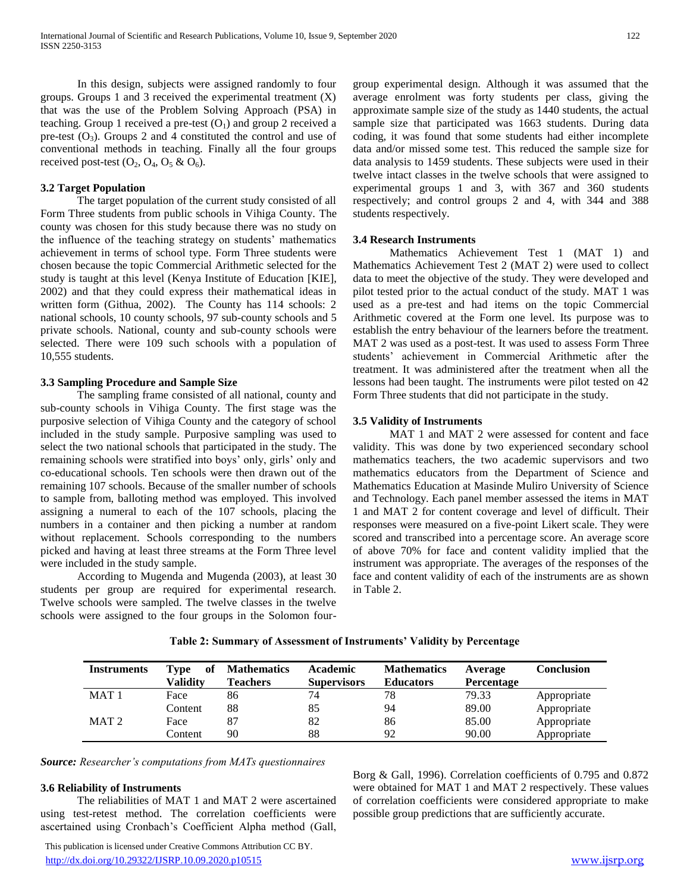In this design, subjects were assigned randomly to four groups. Groups 1 and 3 received the experimental treatment (X) that was the use of the Problem Solving Approach (PSA) in teaching. Group 1 received a pre-test ($O_1$) and group 2 received a pre-test ($O_3$). Groups 2 and 4 constituted the control and use of conventional methods in teaching. Finally all the four groups received post-test ($O_2$, $O_4$, $O_5$ & $O_6$).

### 3.2 Target Population

The target population of the current study consisted of all Form Three students from public schools in Vihiga County. The county was chosen for this study because there was no study on the influence of the teaching strategy on students' mathematics achievement in terms of school type. Form Three students were chosen because the topic Commercial Arithmetic selected for the study is taught at this level (Kenya Institute of Education [KIE], 2002) and that they could express their mathematical ideas in written form (Githua, 2002). The County has 114 schools: 2 national schools, 10 county schools, 97 sub-county schools and 5 private schools. National, county and sub-county schools were selected. There were 109 such schools with a population of 10,555 students.

### 3.3 Sampling Procedure and Sample Size

The sampling frame consisted of all national, county and sub-county schools in Vihiga County. The first stage was the purposive selection of Vihiga County and the category of school included in the study sample. Purposive sampling was used to select the two national schools that participated in the study. The remaining schools were stratified into boys' only, girls' only and co-educational schools. Ten schools were then drawn out of the remaining 107 schools. Because of the smaller number of schools to sample from, balloting method was employed. This involved assigning a numeral to each of the 107 schools, placing the numbers in a container and then picking a number at random without replacement. Schools corresponding to the numbers picked and having at least three streams at the Form Three level were included in the study sample.

According to Mugenda and Mugenda (2003), at least 30 students per group are required for experimental research. Twelve schools were sampled. The twelve classes in the twelve schools were assigned to the four groups in the Solomon four-group experimental design. Although it was assumed that the average enrolment was forty students per class, giving the approximate sample size of the study as 1440 students, the actual sample size that participated was 1663 students. During data coding, it was found that some students had either incomplete data and/or missed some test. This reduced the sample size for data analysis to 1459 students. These subjects were used in their twelve intact classes in the twelve schools that were assigned to experimental groups 1 and 3, with 367 and 360 students respectively; and control groups 2 and 4, with 344 and 388 students respectively.

### 3.4 Research Instruments

Mathematics Achievement Test 1 (MAT 1) and Mathematics Achievement Test 2 (MAT 2) were used to collect data to meet the objective of the study. They were developed and pilot tested prior to the actual conduct of the study. MAT 1 was used as a pre-test and had items on the topic Commercial Arithmetic covered at the Form one level. Its purpose was to establish the entry behaviour of the learners before the treatment. MAT 2 was used as a post-test. It was used to assess Form Three students' achievement in Commercial Arithmetic after the treatment. It was administered after the treatment when all the lessons had been taught. The instruments were pilot tested on 42 Form Three students that did not participate in the study.

### 3.5 Validity of Instruments

MAT 1 and MAT 2 were assessed for content and face validity. This was done by two experienced secondary school mathematics teachers, the two academic supervisors and two mathematics educators from the Department of Science and Mathematics Education at Masinde Muliro University of Science and Technology. Each panel member assessed the items in MAT 1 and MAT 2 for content coverage and level of difficult. Their responses were measured on a five-point Likert scale. They were scored and transcribed into a percentage score. An average score of above 70% for face and content validity implied that the instrument was appropriate. The averages of the responses of the face and content validity of each of the instruments are as shown in Table 2.

**Table 2: Summary of Assessment of Instruments' Validity by Percentage**

| Instruments | Type of Validity | Mathematics Teachers | Academic Supervisors | Mathematics Educators | Average Percentage | Conclusion |
|---|---|---|---|---|---|---|
| MAT 1 | Face | 86 | 74 | 78 | 79.33 | Appropriate |
| | Content | 88 | 85 | 94 | 89.00 | Appropriate |
| MAT 2 | Face | 87 | 82 | 86 | 85.00 | Appropriate |
| | Content | 90 | 88 | 92 | 90.00 | Appropriate |

***Source:*** *Researcher's computations from MATs questionnaires*

### 3.6 Reliability of Instruments

The reliabilities of MAT 1 and MAT 2 were ascertained using test-retest method. The correlation coefficients were ascertained using Cronbach's Coefficient Alpha method (Gall, Borg & Gall, 1996). Correlation coefficients of 0.795 and 0.872 were obtained for MAT 1 and MAT 2 respectively. These values of correlation coefficients were considered appropriate to make possible group predictions that are sufficiently accurate.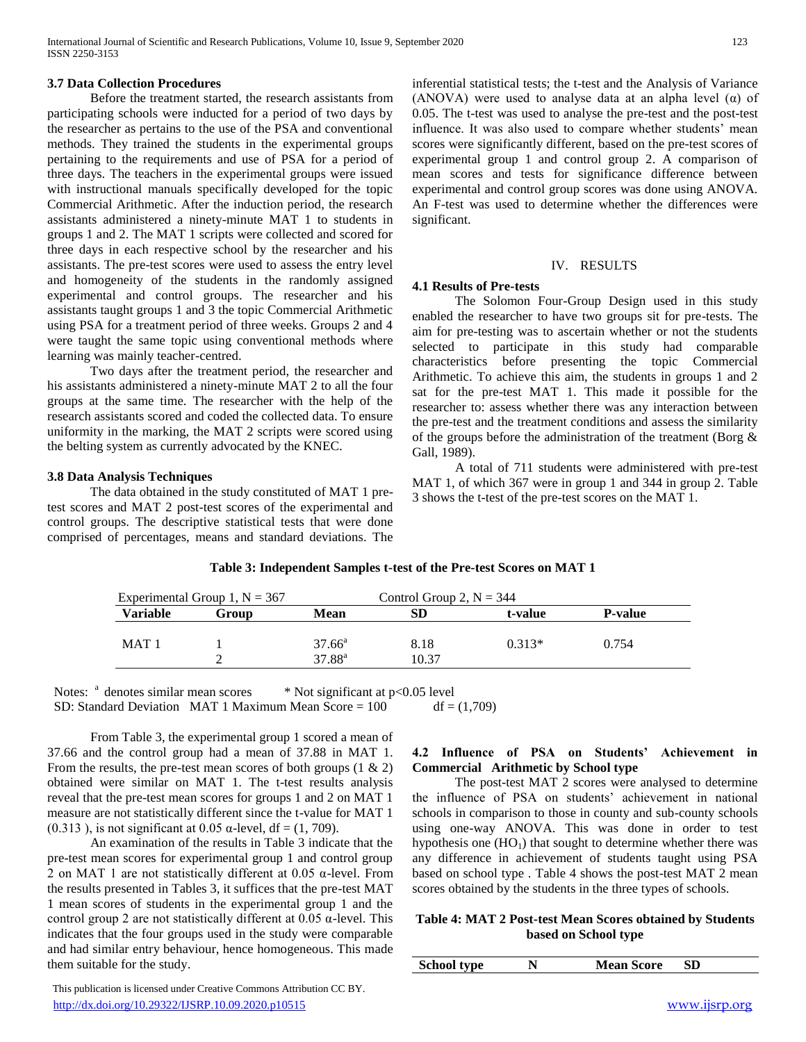### 3.7 Data Collection Procedures

Before the treatment started, the research assistants from participating schools were inducted for a period of two days by the researcher as pertains to the use of the PSA and conventional methods. They trained the students in the experimental groups pertaining to the requirements and use of PSA for a period of three days. The teachers in the experimental groups were issued with instructional manuals specifically developed for the topic Commercial Arithmetic. After the induction period, the research assistants administered a ninety-minute MAT 1 to students in groups 1 and 2. The MAT 1 scripts were collected and scored for three days in each respective school by the researcher and his assistants. The pre-test scores were used to assess the entry level and homogeneity of the students in the randomly assigned experimental and control groups. The researcher and his assistants taught groups 1 and 3 the topic Commercial Arithmetic using PSA for a treatment period of three weeks. Groups 2 and 4 were taught the same topic using conventional methods where learning was mainly teacher-centred.

Two days after the treatment period, the researcher and his assistants administered a ninety-minute MAT 2 to all the four groups at the same time. The researcher with the help of the research assistants scored and coded the collected data. To ensure uniformity in the marking, the MAT 2 scripts were scored using the belting system as currently advocated by the KNEC.

### 3.8 Data Analysis Techniques

The data obtained in the study constituted of MAT 1 pre-test scores and MAT 2 post-test scores of the experimental and control groups. The descriptive statistical tests that were done comprised of percentages, means and standard deviations. The inferential statistical tests; the t-test and the Analysis of Variance (ANOVA) were used to analyse data at an alpha level (α) of 0.05. The t-test was used to analyse the pre-test and the post-test influence. It was also used to compare whether students' mean scores were significantly different, based on the pre-test scores of experimental group 1 and control group 2. A comparison of mean scores and tests for significance difference between experimental and control group scores was done using ANOVA. An F-test was used to determine whether the differences were significant.

## IV. RESULTS

### 4.1 Results of Pre-tests

The Solomon Four-Group Design used in this study enabled the researcher to have two groups sit for pre-tests. The aim for pre-testing was to ascertain whether or not the students selected to participate in this study had comparable characteristics before presenting the topic Commercial Arithmetic. To achieve this aim, the students in groups 1 and 2 sat for the pre-test MAT 1. This made it possible for the researcher to: assess whether there was any interaction between the pre-test and the treatment conditions and assess the similarity of the groups before the administration of the treatment (Borg & Gall, 1989).

A total of 711 students were administered with pre-test MAT 1, of which 367 were in group 1 and 344 in group 2. Table 3 shows the t-test of the pre-test scores on the MAT 1.

**Table 3: Independent Samples t-test of the Pre-test Scores on MAT 1**

| Experimental Group 1, N = 367 | | Control Group 2, N = 344 | | | |
|---|---|---|---|---|---|
| **Variable** | **Group** | **Mean** | **SD** | **t-value** | **P-value** |
| MAT 1 | 1 | $37.66^a$ | 8.18 | 0.313* | 0.754 |
| | 2 | $37.88^a$ | 10.37 | | |

Notes: [a] denotes similar mean scores * Not significant at p<0.05 level
SD: Standard Deviation MAT 1 Maximum Mean Score = 100 df = (1,709)

From Table 3, the experimental group 1 scored a mean of 37.66 and the control group had a mean of 37.88 in MAT 1. From the results, the pre-test mean scores of both groups (1 & 2) obtained were similar on MAT 1. The t-test results analysis reveal that the pre-test mean scores for groups 1 and 2 on MAT 1 measure are not statistically different since the t-value for MAT 1 (0.313 ), is not significant at 0.05 α-level, df = (1, 709).

An examination of the results in Table 3 indicate that the pre-test mean scores for experimental group 1 and control group 2 on MAT 1 are not statistically different at 0.05 α-level. From the results presented in Tables 3, it suffices that the pre-test MAT 1 mean scores of students in the experimental group 1 and the control group 2 are not statistically different at 0.05 α-level. This indicates that the four groups used in the study were comparable and had similar entry behaviour, hence homogeneous. This made them suitable for the study.

### 4.2 Influence of PSA on Students' Achievement in Commercial Arithmetic by School type

The post-test MAT 2 scores were analysed to determine the influence of PSA on students' achievement in national schools in comparison to those in county and sub-county schools using one-way ANOVA. This was done in order to test hypothesis one ($HO_1$) that sought to determine whether there was any difference in achievement of students taught using PSA based on school type . Table 4 shows the post-test MAT 2 mean scores obtained by the students in the three types of schools.

**Table 4: MAT 2 Post-test Mean Scores obtained by Students based on School type**

| School type | N | Mean Score | SD |
|---|---|---|---|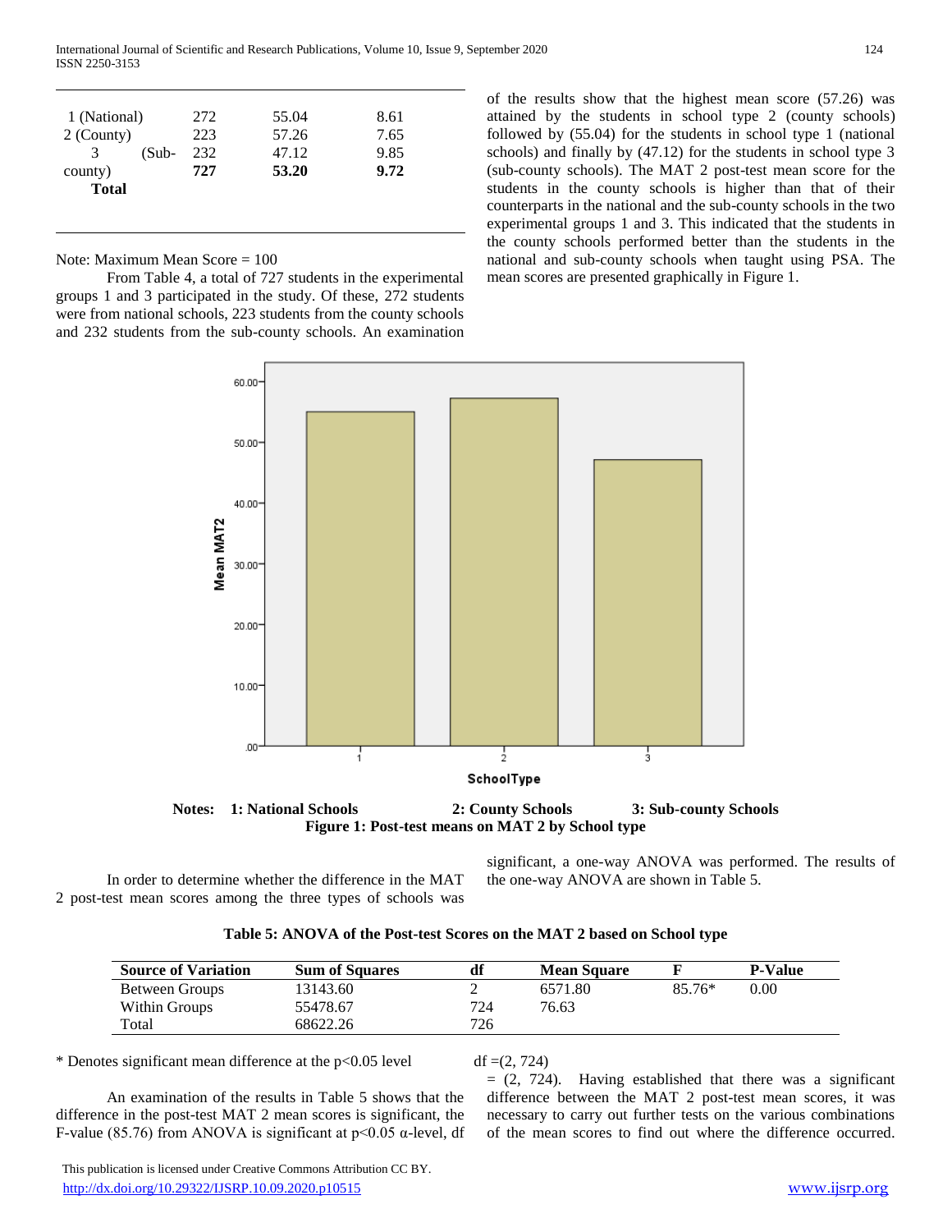| | | | |
|---|---|---|---|
| 1 (National) | 272 | 55.04 | 8.61 |
| 2 (County) | 223 | 57.26 | 7.65 |
| 3 (Sub-county) | 232 | 47.12 | 9.85 |
| **Total** | **727** | **53.20** | **9.72** |

Note: Maximum Mean Score = 100

From Table 4, a total of 727 students in the experimental groups 1 and 3 participated in the study. Of these, 272 students were from national schools, 223 students from the county schools and 232 students from the sub-county schools. An examination of the results show that the highest mean score (57.26) was attained by the students in school type 2 (county schools) followed by (55.04) for the students in school type 1 (national schools) and finally by (47.12) for the students in school type 3 (sub-county schools). The MAT 2 post-test mean score for the students in the county schools is higher than that of their counterparts in the national and the sub-county schools in the two experimental groups 1 and 3. This indicated that the students in the county schools performed better than the students in the national and sub-county schools when taught using PSA. The mean scores are presented graphically in Figure 1.

**Notes: 1: National Schools 2: County Schools 3: Sub-county Schools**

**Figure 1: Post-test means on MAT 2 by School type**

In order to determine whether the difference in the MAT 2 post-test mean scores among the three types of schools was significant, a one-way ANOVA was performed. The results of the one-way ANOVA are shown in Table 5.

**Table 5: ANOVA of the Post-test Scores on the MAT 2 based on School type**

| Source of Variation | Sum of Squares | df | Mean Square | F | P-Value |
|---|---|---|---|---|---|
| Between Groups | 13143.60 | 2 | 6571.80 | 85.76* | 0.00 |
| Within Groups | 55478.67 | 724 | 76.63 | | |
| Total | 68622.26 | 726 | | | |

\* Denotes significant mean difference at the $p<0.05$ level df =(2, 724)

An examination of the results in Table 5 shows that the difference in the post-test MAT 2 mean scores is significant, the F-value (85.76) from ANOVA is significant at $p<0.05$ $\alpha$-level, df = (2, 724). Having established that there was a significant difference between the MAT 2 post-test mean scores, it was necessary to carry out further tests on the various combinations of the mean scores to find out where the difference occurred.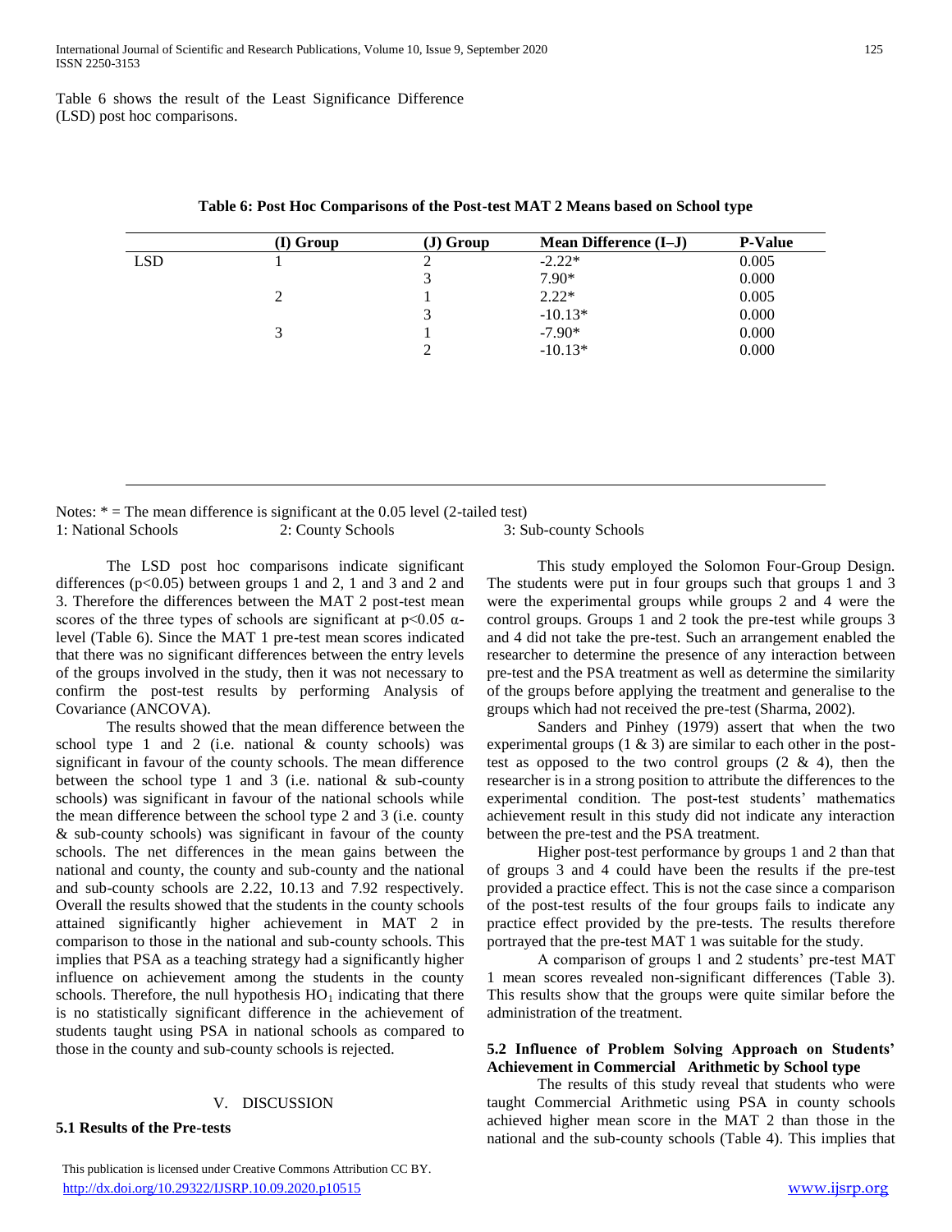Table 6 shows the result of the Least Significance Difference (LSD) post hoc comparisons.

**Table 6: Post Hoc Comparisons of the Post-test MAT 2 Means based on School type**

| | (I) Group | (J) Group | Mean Difference (I–J) | P-Value |
|---|---|---|---|---|
| LSD | 1 | 2 | -2.22* | 0.005 |
| | | 3 | 7.90* | 0.000 |
| | 2 | 1 | 2.22* | 0.005 |
| | | 3 | -10.13* | 0.000 |
| | 3 | 1 | -7.90* | 0.000 |
| | | 2 | -10.13* | 0.000 |

Notes: * = The mean difference is significant at the 0.05 level (2-tailed test)
1: National Schools 2: County Schools 3: Sub-county Schools

The LSD post hoc comparisons indicate significant differences ($p<0.05$) between groups 1 and 2, 1 and 3 and 2 and 3. Therefore the differences between the MAT 2 post-test mean scores of the three types of schools are significant at $p<0.05$ α-level (Table 6). Since the MAT 1 pre-test mean scores indicated that there was no significant differences between the entry levels of the groups involved in the study, then it was not necessary to confirm the post-test results by performing Analysis of Covariance (ANCOVA).

The results showed that the mean difference between the school type 1 and 2 (i.e. national & county schools) was significant in favour of the county schools. The mean difference between the school type 1 and 3 (i.e. national & sub-county schools) was significant in favour of the national schools while the mean difference between the school type 2 and 3 (i.e. county & sub-county schools) was significant in favour of the county schools. The net differences in the mean gains between the national and county, the county and sub-county and the national and sub-county schools are 2.22, 10.13 and 7.92 respectively. Overall the results showed that the students in the county schools attained significantly higher achievement in MAT 2 in comparison to those in the national and sub-county schools. This implies that PSA as a teaching strategy had a significantly higher influence on achievement among the students in the county schools. Therefore, the null hypothesis $HO_1$ indicating that there is no statistically significant difference in the achievement of students taught using PSA in national schools as compared to those in the county and sub-county schools is rejected.

## V. DISCUSSION

### 5.1 Results of the Pre-tests

This study employed the Solomon Four-Group Design. The students were put in four groups such that groups 1 and 3 were the experimental groups while groups 2 and 4 were the control groups. Groups 1 and 2 took the pre-test while groups 3 and 4 did not take the pre-test. Such an arrangement enabled the researcher to determine the presence of any interaction between pre-test and the PSA treatment as well as determine the similarity of the groups before applying the treatment and generalise to the groups which had not received the pre-test (Sharma, 2002).

Sanders and Pinhey (1979) assert that when the two experimental groups (1 & 3) are similar to each other in the post-test as opposed to the two control groups (2 & 4), then the researcher is in a strong position to attribute the differences to the experimental condition. The post-test students' mathematics achievement result in this study did not indicate any interaction between the pre-test and the PSA treatment.

Higher post-test performance by groups 1 and 2 than that of groups 3 and 4 could have been the results if the pre-test provided a practice effect. This is not the case since a comparison of the post-test results of the four groups fails to indicate any practice effect provided by the pre-tests. The results therefore portrayed that the pre-test MAT 1 was suitable for the study.

A comparison of groups 1 and 2 students' pre-test MAT 1 mean scores revealed non-significant differences (Table 3). This results show that the groups were quite similar before the administration of the treatment.

### 5.2 Influence of Problem Solving Approach on Students' Achievement in Commercial Arithmetic by School type

The results of this study reveal that students who were taught Commercial Arithmetic using PSA in county schools achieved higher mean score in the MAT 2 than those in the national and the sub-county schools (Table 4). This implies that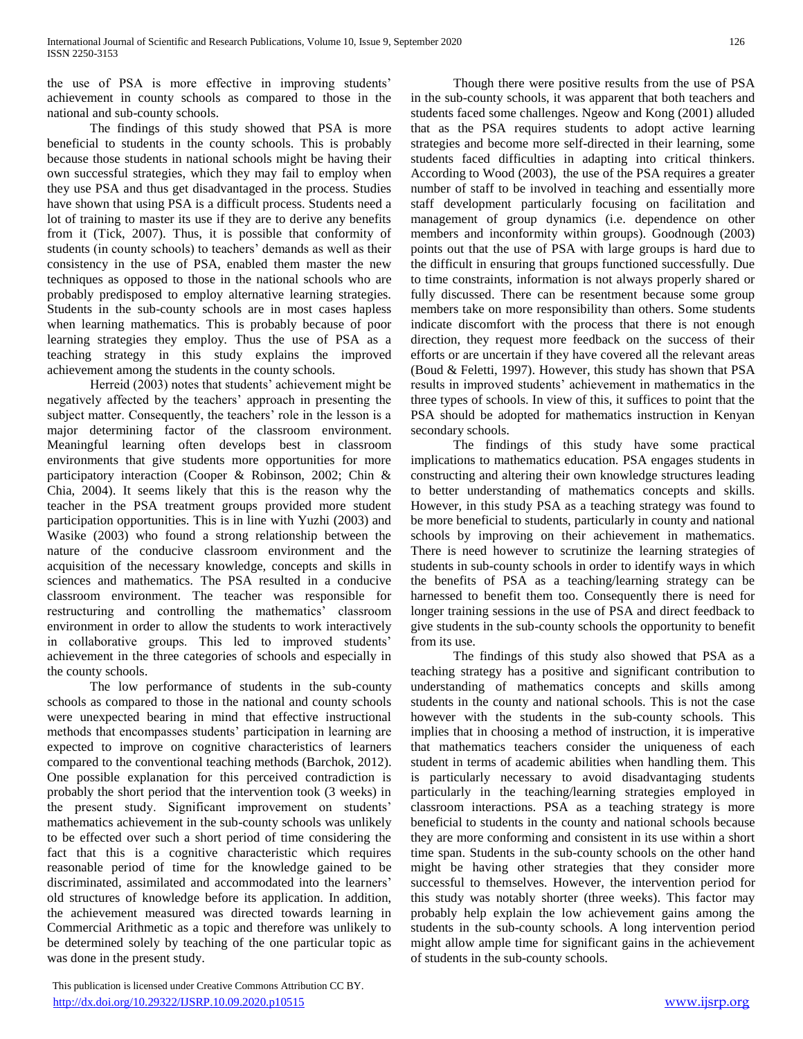the use of PSA is more effective in improving students' achievement in county schools as compared to those in the national and sub-county schools.

The findings of this study showed that PSA is more beneficial to students in the county schools. This is probably because those students in national schools might be having their own successful strategies, which they may fail to employ when they use PSA and thus get disadvantaged in the process. Studies have shown that using PSA is a difficult process. Students need a lot of training to master its use if they are to derive any benefits from it (Tick, 2007). Thus, it is possible that conformity of students (in county schools) to teachers' demands as well as their consistency in the use of PSA, enabled them master the new techniques as opposed to those in the national schools who are probably predisposed to employ alternative learning strategies. Students in the sub-county schools are in most cases hapless when learning mathematics. This is probably because of poor learning strategies they employ. Thus the use of PSA as a teaching strategy in this study explains the improved achievement among the students in the county schools.

Herreid (2003) notes that students' achievement might be negatively affected by the teachers' approach in presenting the subject matter. Consequently, the teachers' role in the lesson is a major determining factor of the classroom environment. Meaningful learning often develops best in classroom environments that give students more opportunities for more participatory interaction (Cooper & Robinson, 2002; Chin & Chia, 2004). It seems likely that this is the reason why the teacher in the PSA treatment groups provided more student participation opportunities. This is in line with Yuzhi (2003) and Wasike (2003) who found a strong relationship between the nature of the conducive classroom environment and the acquisition of the necessary knowledge, concepts and skills in sciences and mathematics. The PSA resulted in a conducive classroom environment. The teacher was responsible for restructuring and controlling the mathematics' classroom environment in order to allow the students to work interactively in collaborative groups. This led to improved students' achievement in the three categories of schools and especially in the county schools.

The low performance of students in the sub-county schools as compared to those in the national and county schools were unexpected bearing in mind that effective instructional methods that encompasses students' participation in learning are expected to improve on cognitive characteristics of learners compared to the conventional teaching methods (Barchok, 2012). One possible explanation for this perceived contradiction is probably the short period that the intervention took (3 weeks) in the present study. Significant improvement on students' mathematics achievement in the sub-county schools was unlikely to be effected over such a short period of time considering the fact that this is a cognitive characteristic which requires reasonable period of time for the knowledge gained to be discriminated, assimilated and accommodated into the learners' old structures of knowledge before its application. In addition, the achievement measured was directed towards learning in Commercial Arithmetic as a topic and therefore was unlikely to be determined solely by teaching of the one particular topic as was done in the present study.

Though there were positive results from the use of PSA in the sub-county schools, it was apparent that both teachers and students faced some challenges. Ngeow and Kong (2001) alluded that as the PSA requires students to adopt active learning strategies and become more self-directed in their learning, some students faced difficulties in adapting into critical thinkers. According to Wood (2003), the use of the PSA requires a greater number of staff to be involved in teaching and essentially more staff development particularly focusing on facilitation and management of group dynamics (i.e. dependence on other members and inconformity within groups). Goodnough (2003) points out that the use of PSA with large groups is hard due to the difficult in ensuring that groups functioned successfully. Due to time constraints, information is not always properly shared or fully discussed. There can be resentment because some group members take on more responsibility than others. Some students indicate discomfort with the process that there is not enough direction, they request more feedback on the success of their efforts or are uncertain if they have covered all the relevant areas (Boud & Feletti, 1997). However, this study has shown that PSA results in improved students' achievement in mathematics in the three types of schools. In view of this, it suffices to point that the PSA should be adopted for mathematics instruction in Kenyan secondary schools.

The findings of this study have some practical implications to mathematics education. PSA engages students in constructing and altering their own knowledge structures leading to better understanding of mathematics concepts and skills. However, in this study PSA as a teaching strategy was found to be more beneficial to students, particularly in county and national schools by improving on their achievement in mathematics. There is need however to scrutinize the learning strategies of students in sub-county schools in order to identify ways in which the benefits of PSA as a teaching/learning strategy can be harnessed to benefit them too. Consequently there is need for longer training sessions in the use of PSA and direct feedback to give students in the sub-county schools the opportunity to benefit from its use.

The findings of this study also showed that PSA as a teaching strategy has a positive and significant contribution to understanding of mathematics concepts and skills among students in the county and national schools. This is not the case however with the students in the sub-county schools. This implies that in choosing a method of instruction, it is imperative that mathematics teachers consider the uniqueness of each student in terms of academic abilities when handling them. This is particularly necessary to avoid disadvantaging students particularly in the teaching/learning strategies employed in classroom interactions. PSA as a teaching strategy is more beneficial to students in the county and national schools because they are more conforming and consistent in its use within a short time span. Students in the sub-county schools on the other hand might be having other strategies that they consider more successful to themselves. However, the intervention period for this study was notably shorter (three weeks). This factor may probably help explain the low achievement gains among the students in the sub-county schools. A long intervention period might allow ample time for significant gains in the achievement of students in the sub-county schools.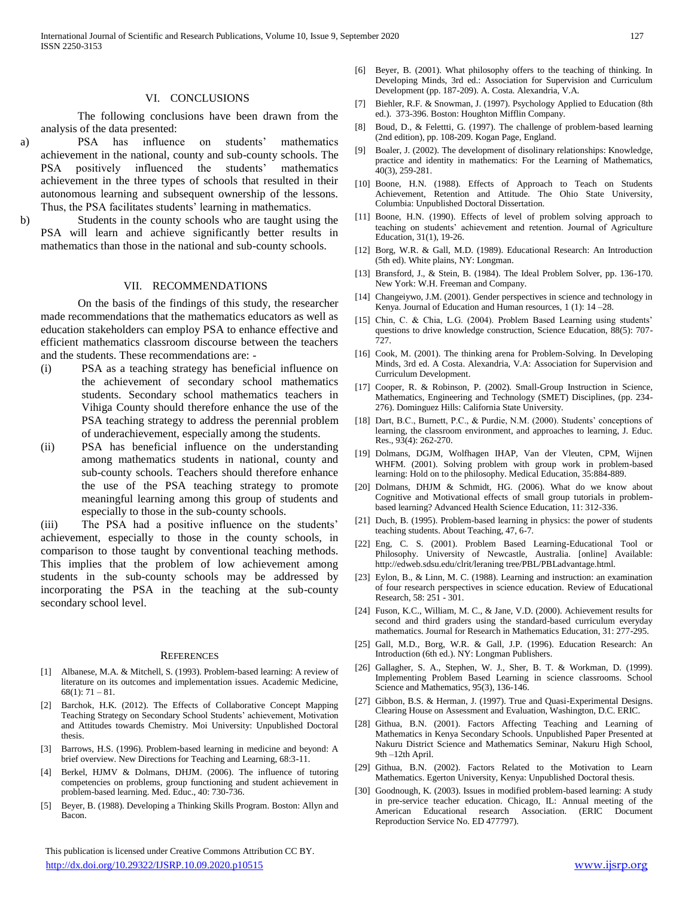## VI. CONCLUSIONS

The following conclusions have been drawn from the analysis of the data presented:

a) PSA has influence on students' mathematics achievement in the national, county and sub-county schools. The PSA positively influenced the students' mathematics achievement in the three types of schools that resulted in their autonomous learning and subsequent ownership of the lessons. Thus, the PSA facilitates students' learning in mathematics.

b) Students in the county schools who are taught using the PSA will learn and achieve significantly better results in mathematics than those in the national and sub-county schools.

## VII. RECOMMENDATIONS

On the basis of the findings of this study, the researcher made recommendations that the mathematics educators as well as education stakeholders can employ PSA to enhance effective and efficient mathematics classroom discourse between the teachers and the students. These recommendations are: -

(i) PSA as a teaching strategy has beneficial influence on the achievement of secondary school mathematics students. Secondary school mathematics teachers in Vihiga County should therefore enhance the use of the PSA teaching strategy to address the perennial problem of underachievement, especially among the students.

(ii) PSA has beneficial influence on the understanding among mathematics students in national, county and sub-county schools. Teachers should therefore enhance the use of the PSA teaching strategy to promote meaningful learning among this group of students and especially to those in the sub-county schools.

(iii) The PSA had a positive influence on the students' achievement, especially to those in the county schools, in comparison to those taught by conventional teaching methods. This implies that the problem of low achievement among students in the sub-county schools may be addressed by incorporating the PSA in the teaching at the sub-county secondary school level.

## REFERENCES

[1] Albanese, M.A. & Mitchell, S. (1993). Problem-based learning: A review of literature on its outcomes and implementation issues. Academic Medicine, 68(1): 71 – 81.

[2] Barchok, H.K. (2012). The Effects of Collaborative Concept Mapping Teaching Strategy on Secondary School Students' achievement, Motivation and Attitudes towards Chemistry. Moi University: Unpublished Doctoral thesis.

[3] Barrows, H.S. (1996). Problem-based learning in medicine and beyond: A brief overview. New Directions for Teaching and Learning, 68:3-11.

[4] Berkel, HJMV & Dolmans, DHJM. (2006). The influence of tutoring competencies on problems, group functioning and student achievement in problem-based learning. Med. Educ., 40: 730-736.

[5] Beyer, B. (1988). Developing a Thinking Skills Program. Boston: Allyn and Bacon.

[6] Beyer, B. (2001). What philosophy offers to the teaching of thinking. In Developing Minds, 3rd ed.: Association for Supervision and Curriculum Development (pp. 187-209). A. Costa. Alexandria, V.A.

[7] Biehler, R.F. & Snowman, J. (1997). Psychology Applied to Education (8th ed.). 373-396. Boston: Houghton Mifflin Company.

[8] Boud, D., & Felettti, G. (1997). The challenge of problem-based learning (2nd edition), pp. 108-209. Kogan Page, England.

[9] Boaler, J. (2002). The development of disolinary relationships: Knowledge, practice and identity in mathematics: For the Learning of Mathematics, 40(3), 259-281.

[10] Boone, H.N. (1988). Effects of Approach to Teach on Students Achievement, Retention and Attitude. The Ohio State University, Columbia: Unpublished Doctoral Dissertation.

[11] Boone, H.N. (1990). Effects of level of problem solving approach to teaching on students' achievement and retention. Journal of Agriculture Education, 31(1), 19-26.

[12] Borg, W.R. & Gall, M.D. (1989). Educational Research: An Introduction (5th ed). White plains, NY: Longman.

[13] Bransford, J., & Stein, B. (1984). The Ideal Problem Solver, pp. 136-170. New York: W.H. Freeman and Company.

[14] Changeiywo, J.M. (2001). Gender perspectives in science and technology in Kenya. Journal of Education and Human resources, 1 (1): 14 –28.

[15] Chin, C. & Chia, L.G. (2004). Problem Based Learning using students' questions to drive knowledge construction, Science Education, 88(5): 707-727.

[16] Cook, M. (2001). The thinking arena for Problem-Solving. In Developing Minds, 3rd ed. A Costa. Alexandria, V.A: Association for Supervision and Curriculum Development.

[17] Cooper, R. & Robinson, P. (2002). Small-Group Instruction in Science, Mathematics, Engineering and Technology (SMET) Disciplines, (pp. 234-276). Dominguez Hills: California State University.

[18] Dart, B.C., Burnett, P.C., & Purdie, N.M. (2000). Students' conceptions of learning, the classroom environment, and approaches to learning, J. Educ. Res., 93(4): 262-270.

[19] Dolmans, DGJM, Wolfhagen IHAP, Van der Vleuten, CPM, Wijnen WHFM. (2001). Solving problem with group work in problem-based learning: Hold on to the philosophy. Medical Education, 35:884-889.

[20] Dolmans, DHJM & Schmidt, HG. (2006). What do we know about Cognitive and Motivational effects of small group tutorials in problem-based learning? Advanced Health Science Education, 11: 312-336.

[21] Duch, B. (1995). Problem-based learning in physics: the power of students teaching students. About Teaching, 47, 6-7.

[22] Eng, C. S. (2001). Problem Based Learning-Educational Tool or Philosophy. University of Newcastle, Australia. [online] Available: http://edweb.sdsu.edu/clrit/leraning tree/PBL/PBLadvantage.html.

[23] Eylon, B., & Linn, M. C. (1988). Learning and instruction: an examination of four research perspectives in science education. Review of Educational Research, 58: 251 - 301.

[24] Fuson, K.C., William, M. C., & Jane, V.D. (2000). Achievement results for second and third graders using the standard-based curriculum everyday mathematics. Journal for Research in Mathematics Education, 31: 277-295.

[25] Gall, M.D., Borg, W.R. & Gall, J.P. (1996). Education Research: An Introduction (6th ed.). NY: Longman Publishers.

[26] Gallagher, S. A., Stephen, W. J., Sher, B. T. & Workman, D. (1999). Implementing Problem Based Learning in science classrooms. School Science and Mathematics, 95(3), 136-146.

[27] Gibbon, B.S. & Herman, J. (1997). True and Quasi-Experimental Designs. Clearing House on Assessment and Evaluation, Washington, D.C. ERIC.

[28] Githua, B.N. (2001). Factors Affecting Teaching and Learning of Mathematics in Kenya Secondary Schools. Unpublished Paper Presented at Nakuru District Science and Mathematics Seminar, Nakuru High School, 9th –12th April.

[29] Githua, B.N. (2002). Factors Related to the Motivation to Learn Mathematics. Egerton University, Kenya: Unpublished Doctoral thesis.

[30] Goodnough, K. (2003). Issues in modified problem-based learning: A study in pre-service teacher education. Chicago, IL: Annual meeting of the American Educational research Association. (ERIC Document Reproduction Service No. ED 477797).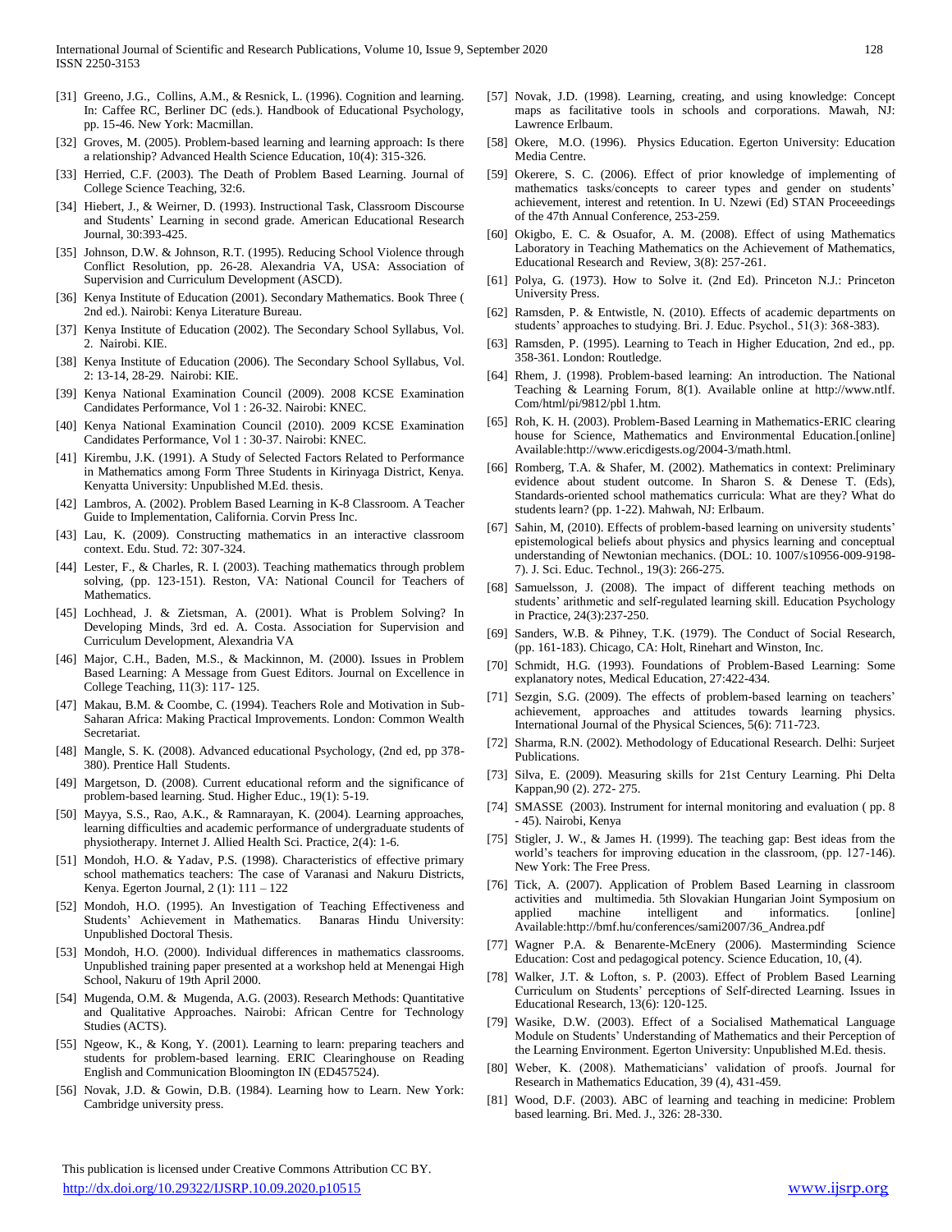[31] Greeno, J.G., Collins, A.M., & Resnick, L. (1996). Cognition and learning. In: Caffee RC, Berliner DC (eds.). Handbook of Educational Psychology, pp. 15-46. New York: Macmillan.

[32] Groves, M. (2005). Problem-based learning and learning approach: Is there a relationship? Advanced Health Science Education, 10(4): 315-326.

[33] Herried, C.F. (2003). The Death of Problem Based Learning. Journal of College Science Teaching, 32:6.

[34] Hiebert, J., & Weirner, D. (1993). Instructional Task, Classroom Discourse and Students' Learning in second grade. American Educational Research Journal, 30:393-425.

[35] Johnson, D.W. & Johnson, R.T. (1995). Reducing School Violence through Conflict Resolution, pp. 26-28. Alexandria VA, USA: Association of Supervision and Curriculum Development (ASCD).

[36] Kenya Institute of Education (2001). Secondary Mathematics. Book Three ( 2nd ed.). Nairobi: Kenya Literature Bureau.

[37] Kenya Institute of Education (2002). The Secondary School Syllabus, Vol. 2. Nairobi. KIE.

[38] Kenya Institute of Education (2006). The Secondary School Syllabus, Vol. 2: 13-14, 28-29. Nairobi: KIE.

[39] Kenya National Examination Council (2009). 2008 KCSE Examination Candidates Performance, Vol 1 : 26-32. Nairobi: KNEC.

[40] Kenya National Examination Council (2010). 2009 KCSE Examination Candidates Performance, Vol 1 : 30-37. Nairobi: KNEC.

[41] Kirembu, J.K. (1991). A Study of Selected Factors Related to Performance in Mathematics among Form Three Students in Kirinyaga District, Kenya. Kenyatta University: Unpublished M.Ed. thesis.

[42] Lambros, A. (2002). Problem Based Learning in K-8 Classroom. A Teacher Guide to Implementation, California. Corvin Press Inc.

[43] Lau, K. (2009). Constructing mathematics in an interactive classroom context. Edu. Stud. 72: 307-324.

[44] Lester, F., & Charles, R. I. (2003). Teaching mathematics through problem solving, (pp. 123-151). Reston, VA: National Council for Teachers of Mathematics.

[45] Lochhead, J. & Zietsman, A. (2001). What is Problem Solving? In Developing Minds, 3rd ed. A. Costa. Association for Supervision and Curriculum Development, Alexandria VA

[46] Major, C.H., Baden, M.S., & Mackinnon, M. (2000). Issues in Problem Based Learning: A Message from Guest Editors. Journal on Excellence in College Teaching, 11(3): 117- 125.

[47] Makau, B.M. & Coombe, C. (1994). Teachers Role and Motivation in Sub-Saharan Africa: Making Practical Improvements. London: Common Wealth Secretariat.

[48] Mangle, S. K. (2008). Advanced educational Psychology, (2nd ed, pp 378-380). Prentice Hall Students.

[49] Margetson, D. (2008). Current educational reform and the significance of problem-based learning. Stud. Higher Educ., 19(1): 5-19.

[50] Mayya, S.S., Rao, A.K., & Ramnarayan, K. (2004). Learning approaches, learning difficulties and academic performance of undergraduate students of physiotherapy. Internet J. Allied Health Sci. Practice, 2(4): 1-6.

[51] Mondoh, H.O. & Yadav, P.S. (1998). Characteristics of effective primary school mathematics teachers: The case of Varanasi and Nakuru Districts, Kenya. Egerton Journal, 2 (1): 111 – 122

[52] Mondoh, H.O. (1995). An Investigation of Teaching Effectiveness and Students' Achievement in Mathematics. Banaras Hindu University: Unpublished Doctoral Thesis.

[53] Mondoh, H.O. (2000). Individual differences in mathematics classrooms. Unpublished training paper presented at a workshop held at Menengai High School, Nakuru of 19th April 2000.

[54] Mugenda, O.M. & Mugenda, A.G. (2003). Research Methods: Quantitative and Qualitative Approaches. Nairobi: African Centre for Technology Studies (ACTS).

[55] Ngeow, K., & Kong, Y. (2001). Learning to learn: preparing teachers and students for problem-based learning. ERIC Clearinghouse on Reading English and Communication Bloomington IN (ED457524).

[56] Novak, J.D. & Gowin, D.B. (1984). Learning how to Learn. New York: Cambridge university press.

[57] Novak, J.D. (1998). Learning, creating, and using knowledge: Concept maps as facilitative tools in schools and corporations. Mawah, NJ: Lawrence Erlbaum.

[58] Okere, M.O. (1996). Physics Education. Egerton University: Education Media Centre.

[59] Okerere, S. C. (2006). Effect of prior knowledge of implementing of mathematics tasks/concepts to career types and gender on students' achievement, interest and retention. In U. Nzewi (Ed) STAN Proceeedings of the 47th Annual Conference, 253-259.

[60] Okigbo, E. C. & Osuafor, A. M. (2008). Effect of using Mathematics Laboratory in Teaching Mathematics on the Achievement of Mathematics, Educational Research and Review, 3(8): 257-261.

[61] Polya, G. (1973). How to Solve it. (2nd Ed). Princeton N.J.: Princeton University Press.

[62] Ramsden, P. & Entwistle, N. (2010). Effects of academic departments on students' approaches to studying. Bri. J. Educ. Psychol., 51(3): 368-383).

[63] Ramsden, P. (1995). Learning to Teach in Higher Education, 2nd ed., pp. 358-361. London: Routledge.

[64] Rhem, J. (1998). Problem-based learning: An introduction. The National Teaching & Learning Forum, 8(1). Available online at http://www.ntlf. Com/html/pi/9812/pbl 1.htm.

[65] Roh, K. H. (2003). Problem-Based Learning in Mathematics-ERIC clearing house for Science, Mathematics and Environmental Education.[online] Available:http://www.ericdigests.og/2004-3/math.html.

[66] Romberg, T.A. & Shafer, M. (2002). Mathematics in context: Preliminary evidence about student outcome. In Sharon S. & Denese T. (Eds), Standards-oriented school mathematics curricula: What are they? What do students learn? (pp. 1-22). Mahwah, NJ: Erlbaum.

[67] Sahin, M, (2010). Effects of problem-based learning on university students' epistemological beliefs about physics and physics learning and conceptual understanding of Newtonian mechanics. (DOL: 10. 1007/s10956-009-9198-7). J. Sci. Educ. Technol., 19(3): 266-275.

[68] Samuelsson, J. (2008). The impact of different teaching methods on students' arithmetic and self-regulated learning skill. Education Psychology in Practice, 24(3):237-250.

[69] Sanders, W.B. & Pihney, T.K. (1979). The Conduct of Social Research, (pp. 161-183). Chicago, CA: Holt, Rinehart and Winston, Inc.

[70] Schmidt, H.G. (1993). Foundations of Problem-Based Learning: Some explanatory notes, Medical Education, 27:422-434.

[71] Sezgin, S.G. (2009). The effects of problem-based learning on teachers' achievement, approaches and attitudes towards learning physics. International Journal of the Physical Sciences, 5(6): 711-723.

[72] Sharma, R.N. (2002). Methodology of Educational Research. Delhi: Surjeet Publications.

[73] Silva, E. (2009). Measuring skills for 21st Century Learning. Phi Delta Kappan,90 (2). 272- 275.

[74] SMASSE (2003). Instrument for internal monitoring and evaluation ( pp. 8 - 45). Nairobi, Kenya

[75] Stigler, J. W., & James H. (1999). The teaching gap: Best ideas from the world's teachers for improving education in the classroom, (pp. 127-146). New York: The Free Press.

[76] Tick, A. (2007). Application of Problem Based Learning in classroom activities and multimedia. 5th Slovakian Hungarian Joint Symposium on applied machine intelligent and informatics. [online] Available:http://bmf.hu/conferences/sami2007/36_Andrea.pdf

[77] Wagner P.A. & Benarente-McEnery (2006). Masterminding Science Education: Cost and pedagogical potency. Science Education, 10, (4).

[78] Walker, J.T. & Lofton, s. P. (2003). Effect of Problem Based Learning Curriculum on Students' perceptions of Self-directed Learning. Issues in Educational Research, 13(6): 120-125.

[79] Wasike, D.W. (2003). Effect of a Socialised Mathematical Language Module on Students' Understanding of Mathematics and their Perception of the Learning Environment. Egerton University: Unpublished M.Ed. thesis.

[80] Weber, K. (2008). Mathematicians' validation of proofs. Journal for Research in Mathematics Education, 39 (4), 431-459.

[81] Wood, D.F. (2003). ABC of learning and teaching in medicine: Problem based learning. Bri. Med. J., 326: 28-330.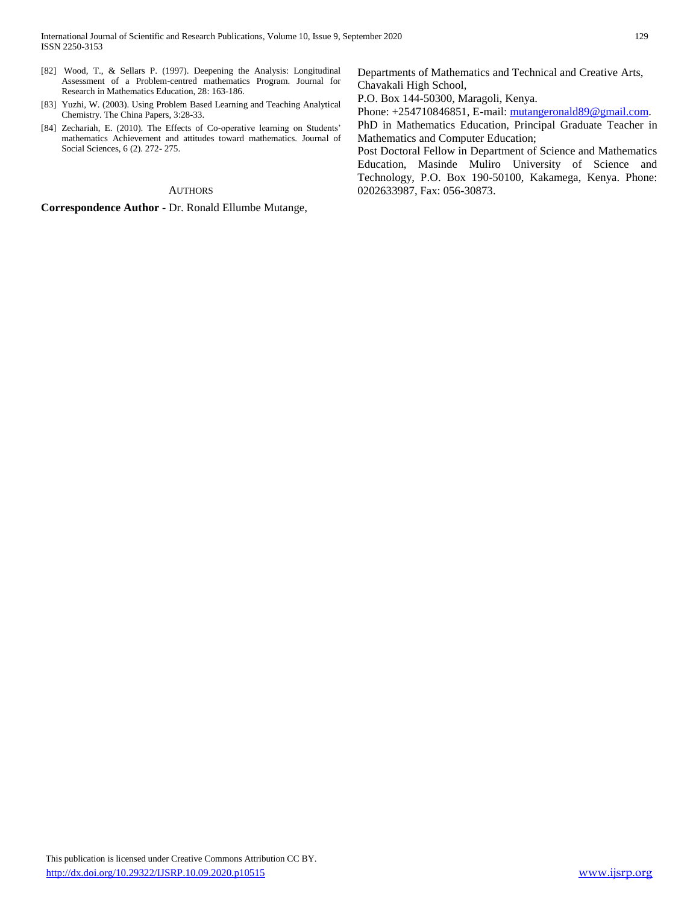[82] Wood, T., & Sellars P. (1997). Deepening the Analysis: Longitudinal Assessment of a Problem-centred mathematics Program. Journal for Research in Mathematics Education, 28: 163-186.

[83] Yuzhi, W. (2003). Using Problem Based Learning and Teaching Analytical Chemistry. The China Papers, 3:28-33.

[84] Zechariah, E. (2010). The Effects of Co-operative learning on Students' mathematics Achievement and attitudes toward mathematics. Journal of Social Sciences, 6 (2). 272- 275.

## AUTHORS

**Correspondence Author** - Dr. Ronald Ellumbe Mutange, Departments of Mathematics and Technical and Creative Arts, Chavakali High School,
P.O. Box 144-50300, Maragoli, Kenya.
Phone: +254710846851, E-mail: mutangeronald89@gmail.com.
PhD in Mathematics Education, Principal Graduate Teacher in Mathematics and Computer Education;
Post Doctoral Fellow in Department of Science and Mathematics Education, Masinde Muliro University of Science and Technology, P.O. Box 190-50100, Kakamega, Kenya. Phone: 0202633987, Fax: 056-30873.